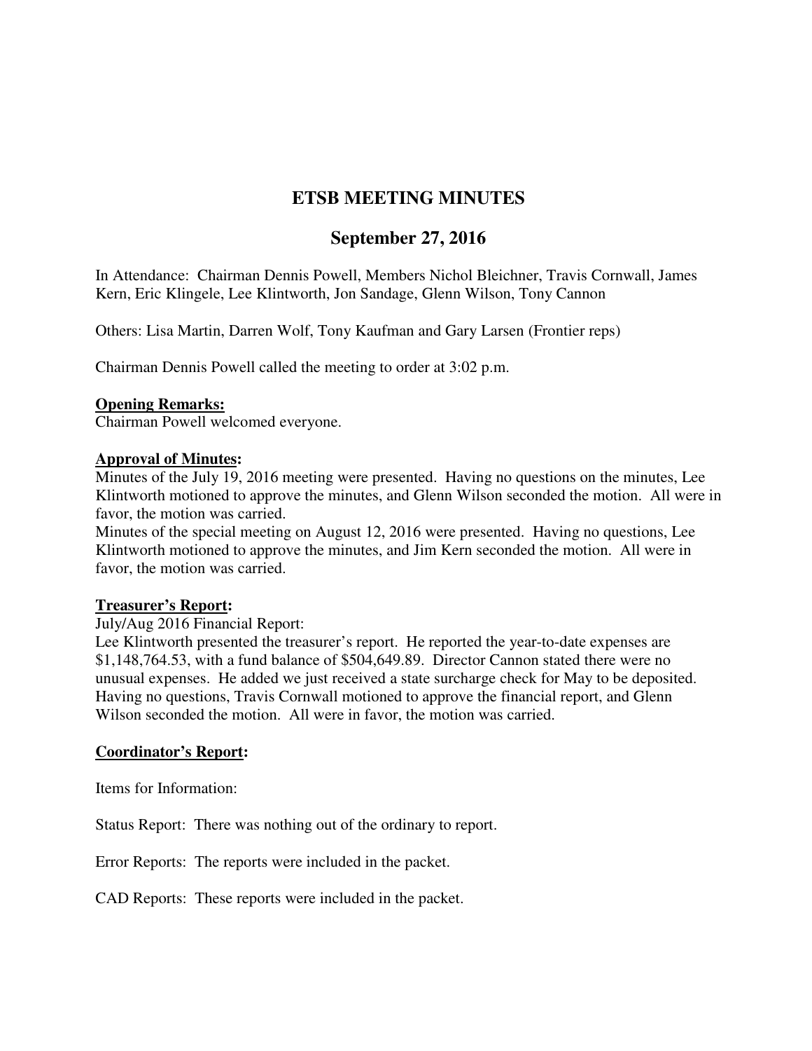# ETSB MEETING MINUTES

## September 27, 2016

In Attendance: Chairman Dennis Powell, Members Nichol Bleichner, Travis Cornwall, James Kern, Eric Klingele, Lee Klintworth, Jon Sandage, Glenn Wilson, Tony Cannon

Others: Lisa Martin, Darren Wolf, Tony Kaufman and Gary Larsen (Frontier reps)

Chairman Dennis Powell called the meeting to order at 3:02 p.m.

**Opening Remarks:**
Chairman Powell welcomed everyone.

**Approval of Minutes:**
Minutes of the July 19, 2016 meeting were presented. Having no questions on the minutes, Lee Klintworth motioned to approve the minutes, and Glenn Wilson seconded the motion. All were in favor, the motion was carried.
Minutes of the special meeting on August 12, 2016 were presented. Having no questions, Lee Klintworth motioned to approve the minutes, and Jim Kern seconded the motion. All were in favor, the motion was carried.

**Treasurer's Report:**
July/Aug 2016 Financial Report:
Lee Klintworth presented the treasurer's report. He reported the year-to-date expenses are $1,148,764.53, with a fund balance of $504,649.89. Director Cannon stated there were no unusual expenses. He added we just received a state surcharge check for May to be deposited. Having no questions, Travis Cornwall motioned to approve the financial report, and Glenn Wilson seconded the motion. All were in favor, the motion was carried.

**Coordinator's Report:**

Items for Information:

Status Report: There was nothing out of the ordinary to report.

Error Reports: The reports were included in the packet.

CAD Reports: These reports were included in the packet.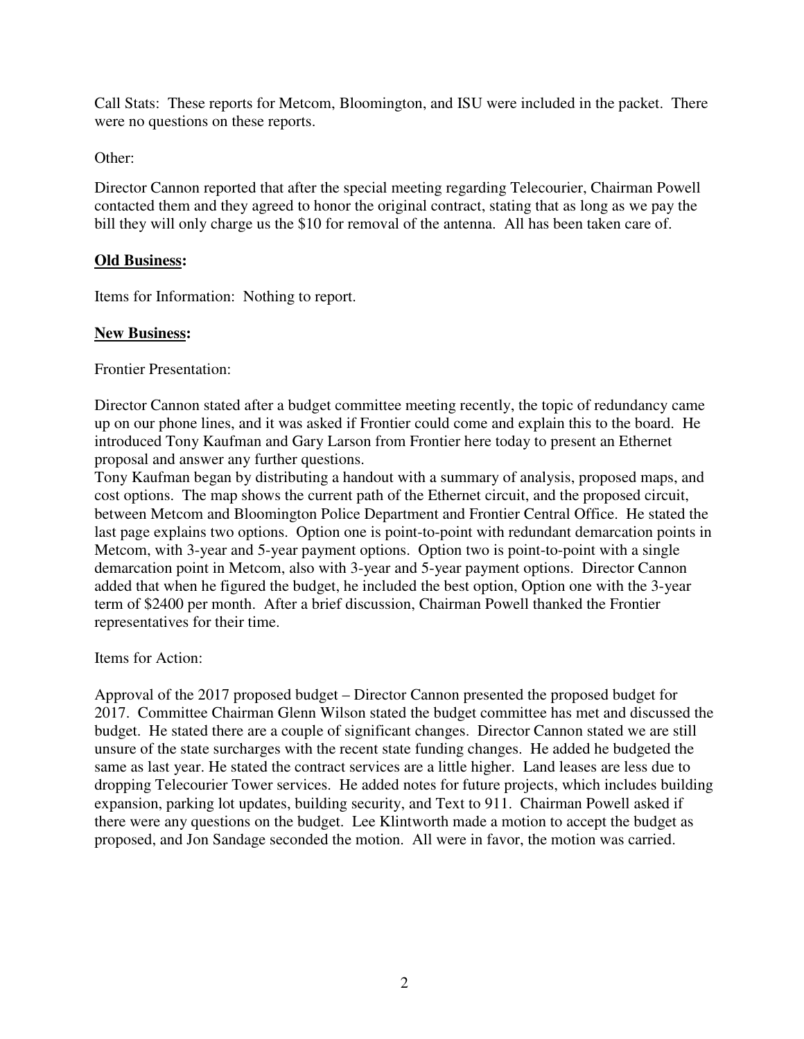Call Stats: These reports for Metcom, Bloomington, and ISU were included in the packet. There were no questions on these reports.

Other:

Director Cannon reported that after the special meeting regarding Telecourier, Chairman Powell contacted them and they agreed to honor the original contract, stating that as long as we pay the bill they will only charge us the $10 for removal of the antenna. All has been taken care of.

**Old Business:**

Items for Information: Nothing to report.

**New Business:**

Frontier Presentation:

Director Cannon stated after a budget committee meeting recently, the topic of redundancy came up on our phone lines, and it was asked if Frontier could come and explain this to the board. He introduced Tony Kaufman and Gary Larson from Frontier here today to present an Ethernet proposal and answer any further questions.

Tony Kaufman began by distributing a handout with a summary of analysis, proposed maps, and cost options. The map shows the current path of the Ethernet circuit, and the proposed circuit, between Metcom and Bloomington Police Department and Frontier Central Office. He stated the last page explains two options. Option one is point-to-point with redundant demarcation points in Metcom, with 3-year and 5-year payment options. Option two is point-to-point with a single demarcation point in Metcom, also with 3-year and 5-year payment options. Director Cannon added that when he figured the budget, he included the best option, Option one with the 3-year term of $2400 per month. After a brief discussion, Chairman Powell thanked the Frontier representatives for their time.

Items for Action:

Approval of the 2017 proposed budget – Director Cannon presented the proposed budget for 2017. Committee Chairman Glenn Wilson stated the budget committee has met and discussed the budget. He stated there are a couple of significant changes. Director Cannon stated we are still unsure of the state surcharges with the recent state funding changes. He added he budgeted the same as last year. He stated the contract services are a little higher. Land leases are less due to dropping Telecourier Tower services. He added notes for future projects, which includes building expansion, parking lot updates, building security, and Text to 911. Chairman Powell asked if there were any questions on the budget. Lee Klintworth made a motion to accept the budget as proposed, and Jon Sandage seconded the motion. All were in favor, the motion was carried.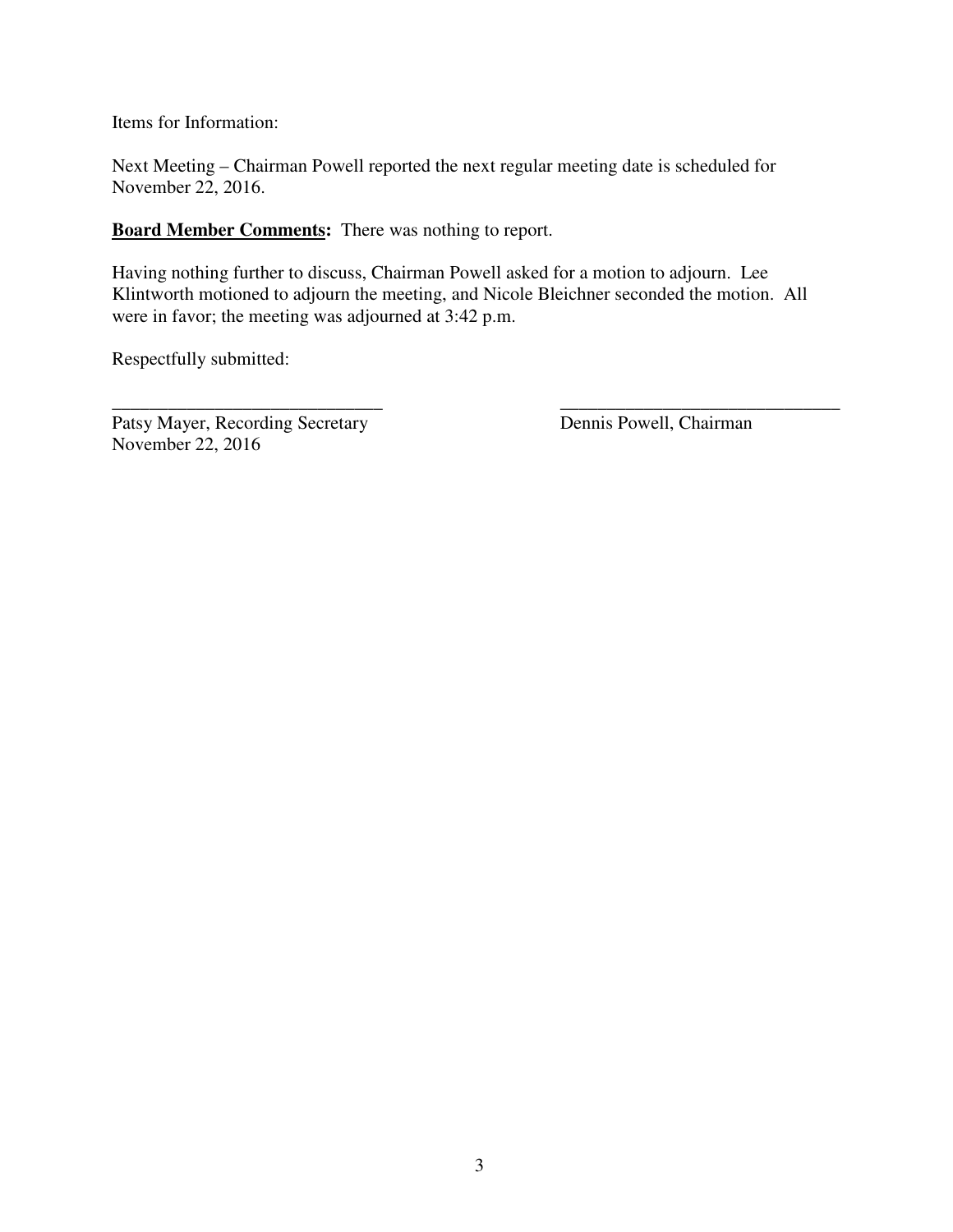Items for Information:

Next Meeting – Chairman Powell reported the next regular meeting date is scheduled for November 22, 2016.

**<u>Board Member Comments</u>:** There was nothing to report.

Having nothing further to discuss, Chairman Powell asked for a motion to adjourn. Lee Klintworth motioned to adjourn the meeting, and Nicole Bleichner seconded the motion. All were in favor; the meeting was adjourned at 3:42 p.m.

Respectfully submitted:

| | |
|---|---|
| ______________________________ | ______________________________ |
| Patsy Mayer, Recording Secretary | Dennis Powell, Chairman |
| November 22, 2016 | |